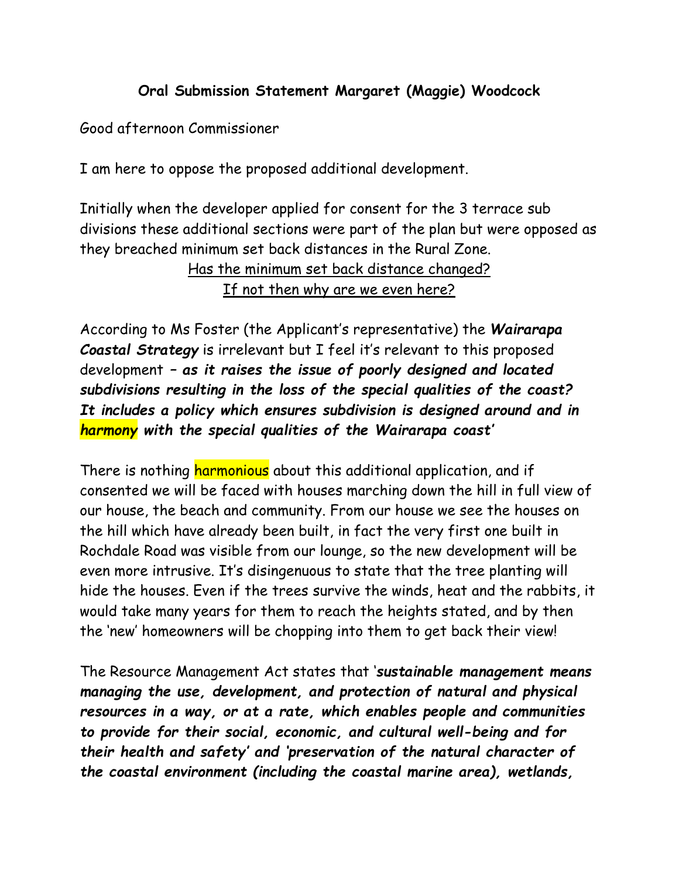# Oral Submission Statement Margaret (Maggie) Woodcock

Good afternoon Commissioner

I am here to oppose the proposed additional development.

Initially when the developer applied for consent for the 3 terrace sub divisions these additional sections were part of the plan but were opposed as they breached minimum set back distances in the Rural Zone.

<u>Has the minimum set back distance changed?</u>
<u>If not then why are we even here?</u>

According to Ms Foster (the Applicant's representative) the ***Wairarapa Coastal Strategy*** is irrelevant but I feel it's relevant to this proposed development – ***as it raises the issue of poorly designed and located subdivisions resulting in the loss of the special qualities of the coast? It includes a policy which ensures subdivision is designed around and in harmony with the special qualities of the Wairarapa coast'***

There is nothing harmonious about this additional application, and if consented we will be faced with houses marching down the hill in full view of our house, the beach and community. From our house we see the houses on the hill which have already been built, in fact the very first one built in Rochdale Road was visible from our lounge, so the new development will be even more intrusive. It's disingenuous to state that the tree planting will hide the houses. Even if the trees survive the winds, heat and the rabbits, it would take many years for them to reach the heights stated, and by then the 'new' homeowners will be chopping into them to get back their view!

The Resource Management Act states that '***sustainable management means managing the use, development, and protection of natural and physical resources in a way, or at a rate, which enables people and communities to provide for their social, economic, and cultural well-being and for their health and safety' and 'preservation of the natural character of the coastal environment (including the coastal marine area), wetlands,***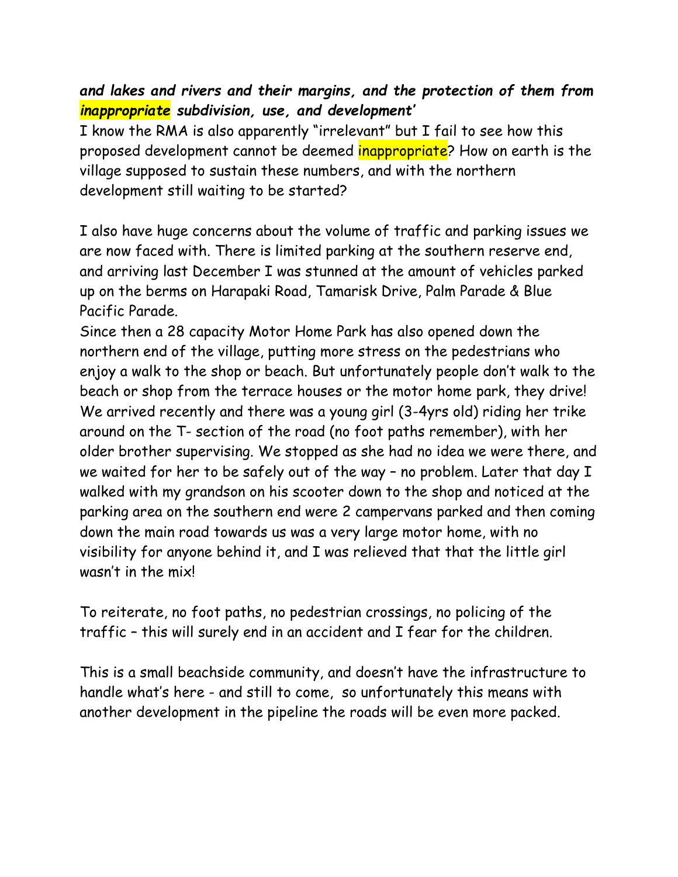***and lakes and rivers and their margins, and the protection of them from inappropriate subdivision, use, and development'***

I know the RMA is also apparently "irrelevant" but I fail to see how this proposed development cannot be deemed inappropriate? How on earth is the village supposed to sustain these numbers, and with the northern development still waiting to be started?

I also have huge concerns about the volume of traffic and parking issues we are now faced with. There is limited parking at the southern reserve end, and arriving last December I was stunned at the amount of vehicles parked up on the berms on Harapaki Road, Tamarisk Drive, Palm Parade & Blue Pacific Parade.

Since then a 28 capacity Motor Home Park has also opened down the northern end of the village, putting more stress on the pedestrians who enjoy a walk to the shop or beach. But unfortunately people don't walk to the beach or shop from the terrace houses or the motor home park, they drive! We arrived recently and there was a young girl (3-4yrs old) riding her trike around on the T- section of the road (no foot paths remember), with her older brother supervising. We stopped as she had no idea we were there, and we waited for her to be safely out of the way – no problem. Later that day I walked with my grandson on his scooter down to the shop and noticed at the parking area on the southern end were 2 campervans parked and then coming down the main road towards us was a very large motor home, with no visibility for anyone behind it, and I was relieved that that the little girl wasn't in the mix!

To reiterate, no foot paths, no pedestrian crossings, no policing of the traffic – this will surely end in an accident and I fear for the children.

This is a small beachside community, and doesn't have the infrastructure to handle what's here - and still to come, so unfortunately this means with another development in the pipeline the roads will be even more packed.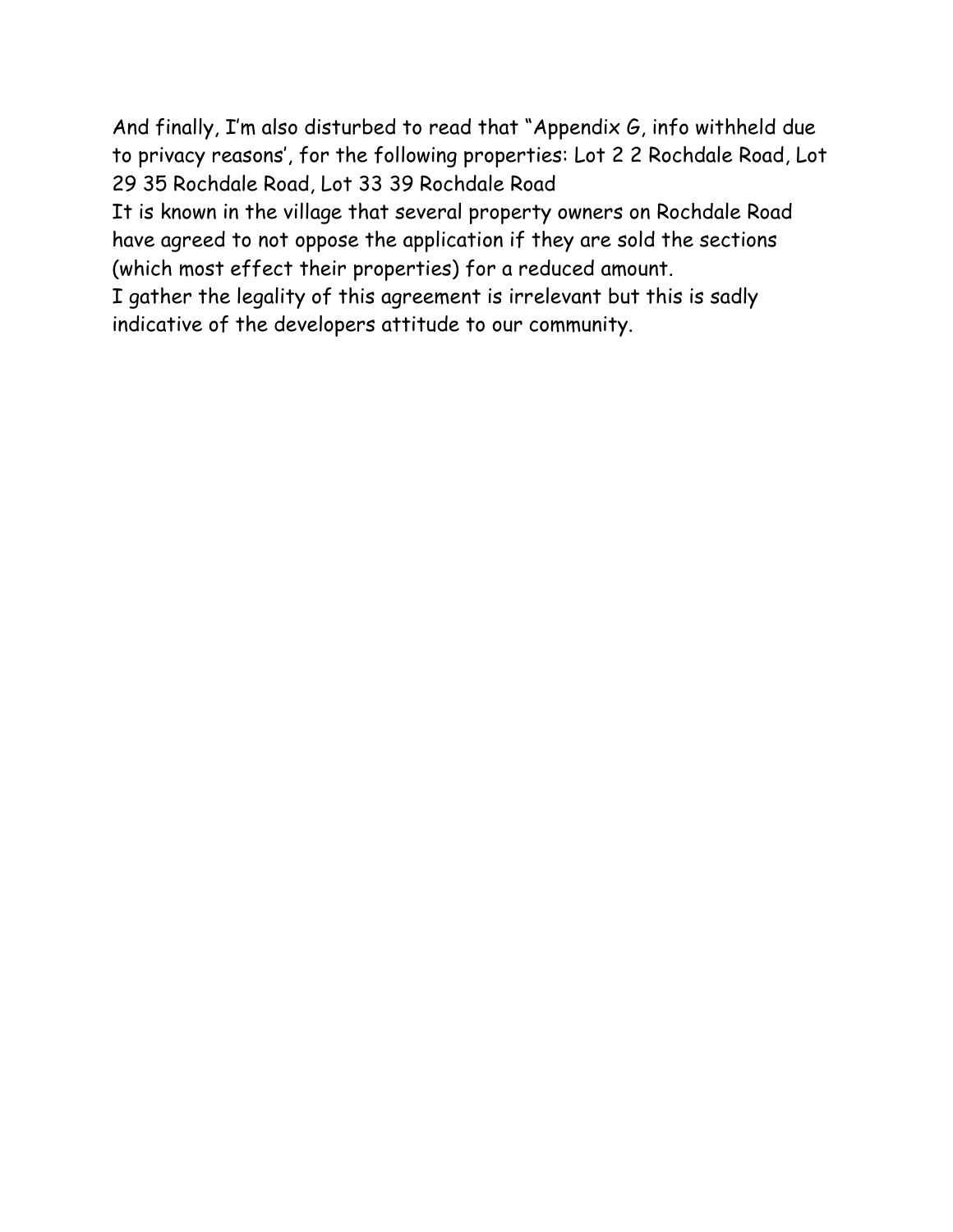And finally, I'm also disturbed to read that "Appendix G, info withheld due to privacy reasons', for the following properties: Lot 2 2 Rochdale Road, Lot 29 35 Rochdale Road, Lot 33 39 Rochdale Road

It is known in the village that several property owners on Rochdale Road have agreed to not oppose the application if they are sold the sections (which most effect their properties) for a reduced amount.

I gather the legality of this agreement is irrelevant but this is sadly indicative of the developers attitude to our community.